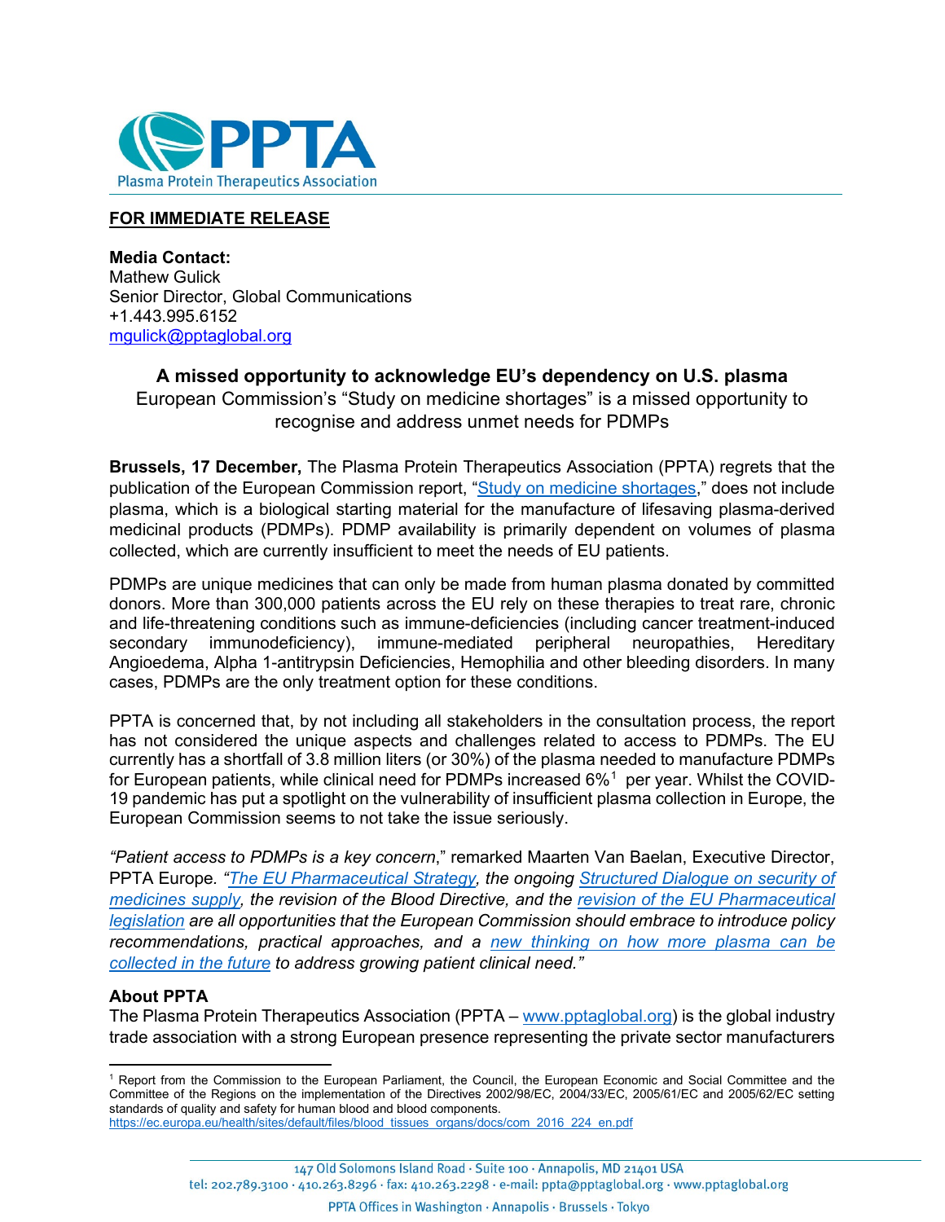Plasma Protein Therapeutics Association

**FOR IMMEDIATE RELEASE**

**Media Contact:**
Mathew Gulick
Senior Director, Global Communications
+1.443.995.6152
mgulick@pptaglobal.org

## A missed opportunity to acknowledge EU's dependency on U.S. plasma

European Commission's "Study on medicine shortages" is a missed opportunity to recognise and address unmet needs for PDMPs

**Brussels, 17 December,** The Plasma Protein Therapeutics Association (PPTA) regrets that the publication of the European Commission report, "Study on medicine shortages," does not include plasma, which is a biological starting material for the manufacture of lifesaving plasma-derived medicinal products (PDMPs). PDMP availability is primarily dependent on volumes of plasma collected, which are currently insufficient to meet the needs of EU patients.

PDMPs are unique medicines that can only be made from human plasma donated by committed donors. More than 300,000 patients across the EU rely on these therapies to treat rare, chronic and life-threatening conditions such as immune-deficiencies (including cancer treatment-induced secondary immunodeficiency), immune-mediated peripheral neuropathies, Hereditary Angioedema, Alpha 1-antitrypsin Deficiencies, Hemophilia and other bleeding disorders. In many cases, PDMPs are the only treatment option for these conditions.

PPTA is concerned that, by not including all stakeholders in the consultation process, the report has not considered the unique aspects and challenges related to access to PDMPs. The EU currently has a shortfall of 3.8 million liters (or 30%) of the plasma needed to manufacture PDMPs for European patients, while clinical need for PDMPs increased 6%[1] per year. Whilst the COVID-19 pandemic has put a spotlight on the vulnerability of insufficient plasma collection in Europe, the European Commission seems to not take the issue seriously.

*"Patient access to PDMPs is a key concern*," remarked Maarten Van Baelan, Executive Director, PPTA Europe. *"The EU Pharmaceutical Strategy, the ongoing Structured Dialogue on security of medicines supply, the revision of the Blood Directive, and the revision of the EU Pharmaceutical legislation are all opportunities that the European Commission should embrace to introduce policy recommendations, practical approaches, and a new thinking on how more plasma can be collected in the future to address growing patient clinical need."*

**About PPTA**

The Plasma Protein Therapeutics Association (PPTA – www.pptaglobal.org) is the global industry trade association with a strong European presence representing the private sector manufacturers

[1] Report from the Commission to the European Parliament, the Council, the European Economic and Social Committee and the Committee of the Regions on the implementation of the Directives 2002/98/EC, 2004/33/EC, 2005/61/EC and 2005/62/EC setting standards of quality and safety for human blood and blood components. https://ec.europa.eu/health/sites/default/files/blood_tissues_organs/docs/com_2016_224_en.pdf

147 Old Solomons Island Road · Suite 100 · Annapolis, MD 21401 USA
tel: 202.789.3100 · 410.263.8296 · fax: 410.263.2298 · e-mail: ppta@pptaglobal.org · www.pptaglobal.org
PPTA Offices in Washington · Annapolis · Brussels · Tokyo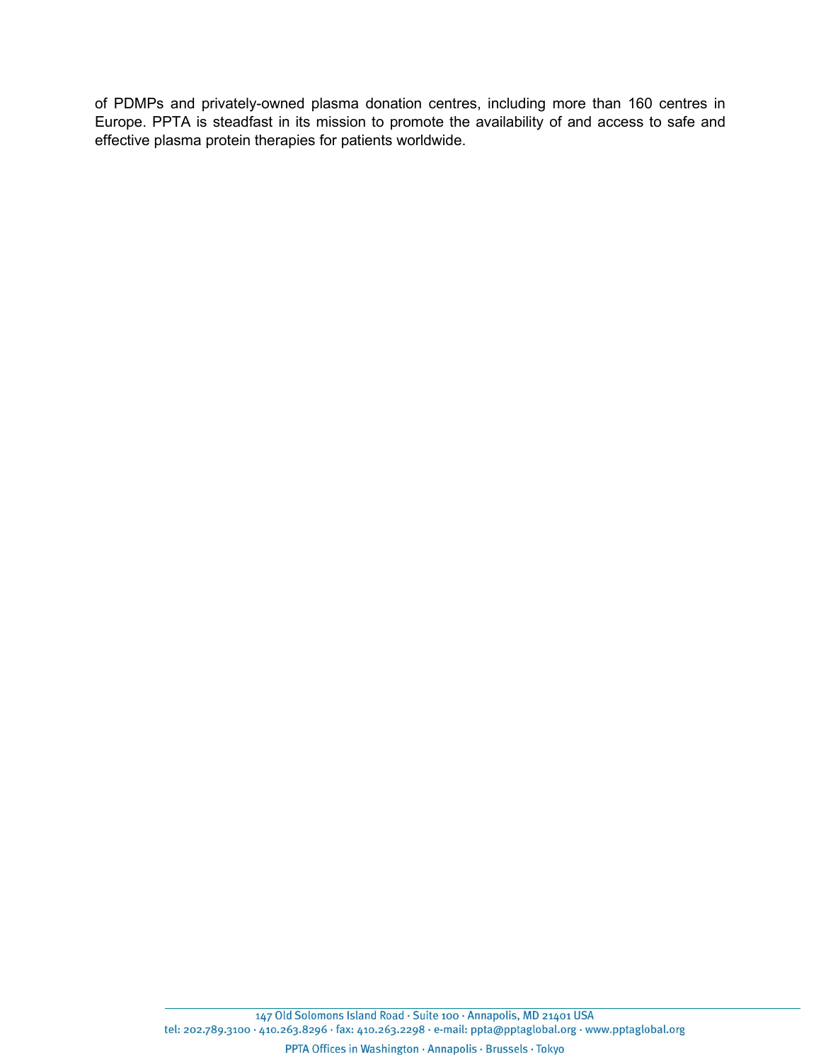of PDMPs and privately-owned plasma donation centres, including more than 160 centres in Europe. PPTA is steadfast in its mission to promote the availability of and access to safe and effective plasma protein therapies for patients worldwide.